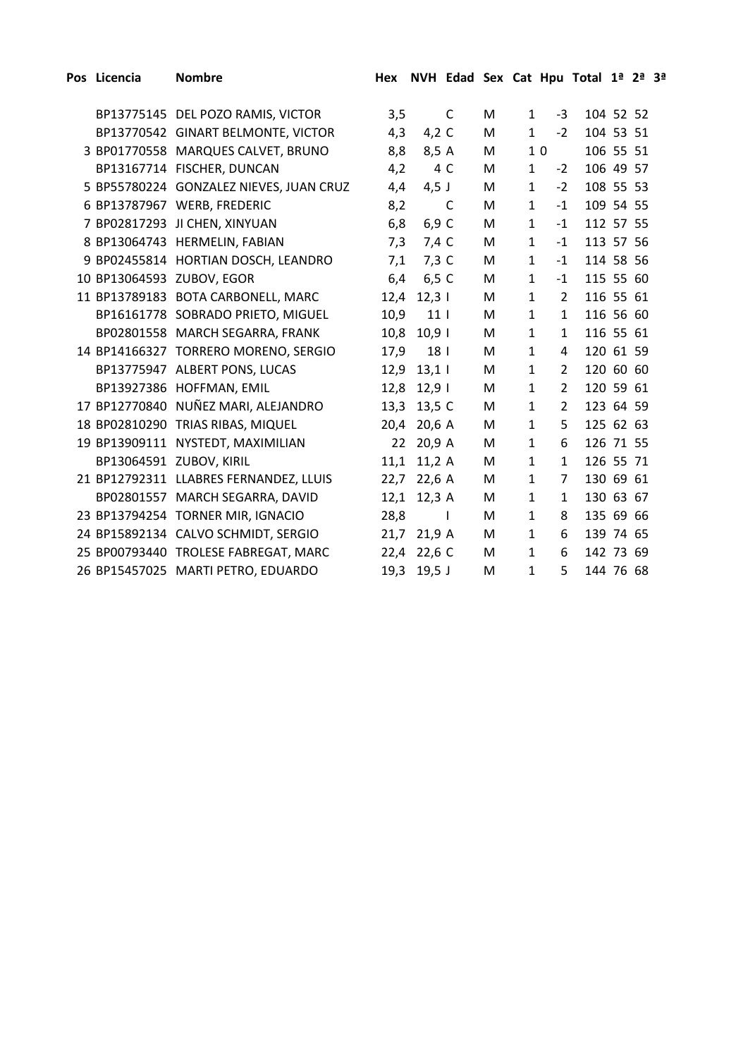| Pos | Licencia | Nombre | Hex | NVH | Edad | Sex | Cat | Hpu | Total | 1ª | 2ª | 3ª |
|---|---|---|---|---|---|---|---|---|---|---|---|---|
| | BP13775145 | DEL POZO RAMIS, VICTOR | 3,5 | | C | M | 1 | -3 | 104 | 52 | 52 | |
| | BP13770542 | GINART BELMONTE, VICTOR | 4,3 | 4,2 | C | M | 1 | -2 | 104 | 53 | 51 | |
| 3 | BP01770558 | MARQUES CALVET, BRUNO | 8,8 | 8,5 | A | M | 1 | 0 | 106 | 55 | 51 | |
| | BP13167714 | FISCHER, DUNCAN | 4,2 | 4 | C | M | 1 | -2 | 106 | 49 | 57 | |
| 5 | BP55780224 | GONZALEZ NIEVES, JUAN CRUZ | 4,4 | 4,5 | J | M | 1 | -2 | 108 | 55 | 53 | |
| 6 | BP13787967 | WERB, FREDERIC | 8,2 | | C | M | 1 | -1 | 109 | 54 | 55 | |
| 7 | BP02817293 | JI CHEN, XINYUAN | 6,8 | 6,9 | C | M | 1 | -1 | 112 | 57 | 55 | |
| 8 | BP13064743 | HERMELIN, FABIAN | 7,3 | 7,4 | C | M | 1 | -1 | 113 | 57 | 56 | |
| 9 | BP02455814 | HORTIAN DOSCH, LEANDRO | 7,1 | 7,3 | C | M | 1 | -1 | 114 | 58 | 56 | |
| 10 | BP13064593 | ZUBOV, EGOR | 6,4 | 6,5 | C | M | 1 | -1 | 115 | 55 | 60 | |
| 11 | BP13789183 | BOTA CARBONELL, MARC | 12,4 | 12,3 | I | M | 1 | 2 | 116 | 55 | 61 | |
| | BP16161778 | SOBRADO PRIETO, MIGUEL | 10,9 | 11 | I | M | 1 | 1 | 116 | 56 | 60 | |
| | BP02801558 | MARCH SEGARRA, FRANK | 10,8 | 10,9 | I | M | 1 | 1 | 116 | 55 | 61 | |
| 14 | BP14166327 | TORRERO MORENO, SERGIO | 17,9 | 18 | I | M | 1 | 4 | 120 | 61 | 59 | |
| | BP13775947 | ALBERT PONS, LUCAS | 12,9 | 13,1 | I | M | 1 | 2 | 120 | 60 | 60 | |
| | BP13927386 | HOFFMAN, EMIL | 12,8 | 12,9 | I | M | 1 | 2 | 120 | 59 | 61 | |
| 17 | BP12770840 | NUÑEZ MARI, ALEJANDRO | 13,3 | 13,5 | C | M | 1 | 2 | 123 | 64 | 59 | |
| 18 | BP02810290 | TRIAS RIBAS, MIQUEL | 20,4 | 20,6 | A | M | 1 | 5 | 125 | 62 | 63 | |
| 19 | BP13909111 | NYSTEDT, MAXIMILIAN | 22 | 20,9 | A | M | 1 | 6 | 126 | 71 | 55 | |
| | BP13064591 | ZUBOV, KIRIL | 11,1 | 11,2 | A | M | 1 | 1 | 126 | 55 | 71 | |
| 21 | BP12792311 | LLABRES FERNANDEZ, LLUIS | 22,7 | 22,6 | A | M | 1 | 7 | 130 | 69 | 61 | |
| | BP02801557 | MARCH SEGARRA, DAVID | 12,1 | 12,3 | A | M | 1 | 1 | 130 | 63 | 67 | |
| 23 | BP13794254 | TORNER MIR, IGNACIO | 28,8 | | I | M | 1 | 8 | 135 | 69 | 66 | |
| 24 | BP15892134 | CALVO SCHMIDT, SERGIO | 21,7 | 21,9 | A | M | 1 | 6 | 139 | 74 | 65 | |
| 25 | BP00793440 | TROLESE FABREGAT, MARC | 22,4 | 22,6 | C | M | 1 | 6 | 142 | 73 | 69 | |
| 26 | BP15457025 | MARTI PETRO, EDUARDO | 19,3 | 19,5 | J | M | 1 | 5 | 144 | 76 | 68 | |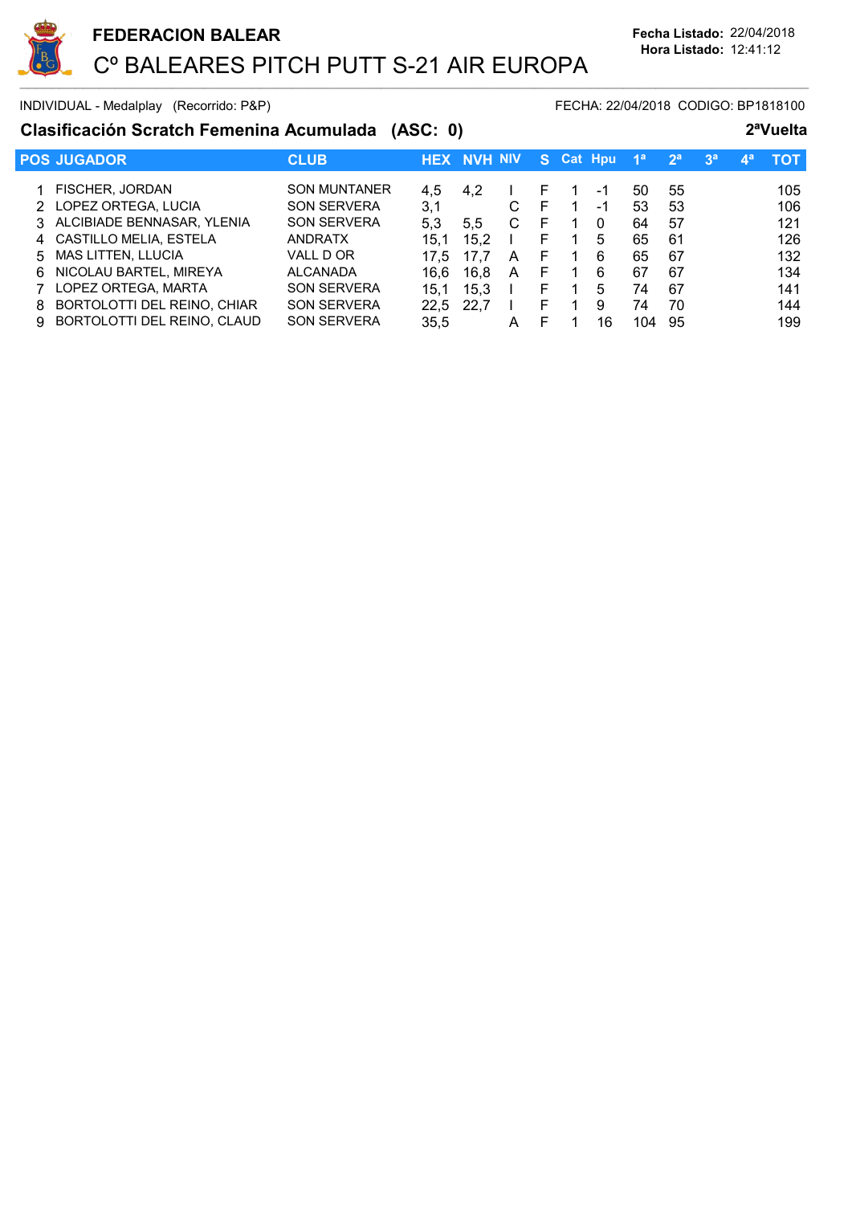# FEDERACION BALEAR

## Cº BALEARES PITCH PUTT S-21 AIR EUROPA

**Fecha Listado:** 22/04/2018
**Hora Listado:** 12:41:12

INDIVIDUAL - Medalplay (Recorrido: P&P) FECHA: 22/04/2018 CODIGO: BP1818100

### Clasificación Scratch Femenina Acumulada (ASC: 0) 2ªVuelta

| POS | JUGADOR | CLUB | HEX | NVH | NIV | S | Cat | Hpu | 1ª | 2ª | 3ª | 4ª | TOT |
|---|---|---|---|---|---|---|---|---|---|---|---|---|---|
| 1 | FISCHER, JORDAN | SON MUNTANER | 4,5 | 4,2 | I | F | 1 | -1 | 50 | 55 | | | 105 |
| 2 | LOPEZ ORTEGA, LUCIA | SON SERVERA | 3,1 | | C | F | 1 | -1 | 53 | 53 | | | 106 |
| 3 | ALCIBIADE BENNASAR, YLENIA | SON SERVERA | 5,3 | 5,5 | C | F | 1 | 0 | 64 | 57 | | | 121 |
| 4 | CASTILLO MELIA, ESTELA | ANDRATX | 15,1 | 15,2 | I | F | 1 | 5 | 65 | 61 | | | 126 |
| 5 | MAS LITTEN, LLUCIA | VALL D OR | 17,5 | 17,7 | A | F | 1 | 6 | 65 | 67 | | | 132 |
| 6 | NICOLAU BARTEL, MIREYA | ALCANADA | 16,6 | 16,8 | A | F | 1 | 6 | 67 | 67 | | | 134 |
| 7 | LOPEZ ORTEGA, MARTA | SON SERVERA | 15,1 | 15,3 | I | F | 1 | 5 | 74 | 67 | | | 141 |
| 8 | BORTOLOTTI DEL REINO, CHIAR | SON SERVERA | 22,5 | 22,7 | I | F | 1 | 9 | 74 | 70 | | | 144 |
| 9 | BORTOLOTTI DEL REINO, CLAUD | SON SERVERA | 35,5 | | A | F | 1 | 16 | 104 | 95 | | | 199 |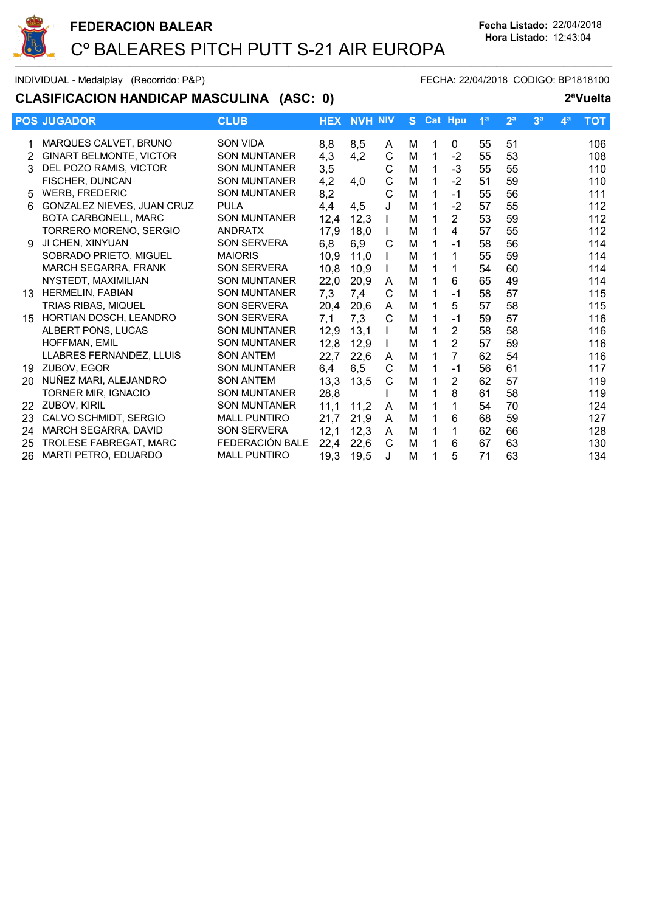# FEDERACION BALEAR

## Cº BALEARES PITCH PUTT S-21 AIR EUROPA

Fecha Listado: 22/04/2018
Hora Listado: 12:43:04

INDIVIDUAL - Medalplay (Recorrido: P&P) FECHA: 22/04/2018 CODIGO: BP1818100

### CLASIFICACION HANDICAP MASCULINA (ASC: 0) 2ªVuelta

| POS | JUGADOR | CLUB | HEX | NVH | NIV | S | Cat | Hpu | 1ª | 2ª | 3ª | 4ª | TOT |
|---|---|---|---|---|---|---|---|---|---|---|---|---|---|
| 1 | MARQUES CALVET, BRUNO | SON VIDA | 8,8 | 8,5 | A | M | 1 | 0 | 55 | 51 | | | 106 |
| 2 | GINART BELMONTE, VICTOR | SON MUNTANER | 4,3 | 4,2 | C | M | 1 | -2 | 55 | 53 | | | 108 |
| 3 | DEL POZO RAMIS, VICTOR | SON MUNTANER | 3,5 | | C | M | 1 | -3 | 55 | 55 | | | 110 |
| | FISCHER, DUNCAN | SON MUNTANER | 4,2 | 4,0 | C | M | 1 | -2 | 51 | 59 | | | 110 |
| 5 | WERB, FREDERIC | SON MUNTANER | 8,2 | | C | M | 1 | -1 | 55 | 56 | | | 111 |
| 6 | GONZALEZ NIEVES, JUAN CRUZ | PULA | 4,4 | 4,5 | J | M | 1 | -2 | 57 | 55 | | | 112 |
| | BOTA CARBONELL, MARC | SON MUNTANER | 12,4 | 12,3 | I | M | 1 | 2 | 53 | 59 | | | 112 |
| | TORRERO MORENO, SERGIO | ANDRATX | 17,9 | 18,0 | I | M | 1 | 4 | 57 | 55 | | | 112 |
| 9 | JI CHEN, XINYUAN | SON SERVERA | 6,8 | 6,9 | C | M | 1 | -1 | 58 | 56 | | | 114 |
| | SOBRADO PRIETO, MIGUEL | MAIORIS | 10,9 | 11,0 | I | M | 1 | 1 | 55 | 59 | | | 114 |
| | MARCH SEGARRA, FRANK | SON SERVERA | 10,8 | 10,9 | I | M | 1 | 1 | 54 | 60 | | | 114 |
| | NYSTEDT, MAXIMILIAN | SON MUNTANER | 22,0 | 20,9 | A | M | 1 | 6 | 65 | 49 | | | 114 |
| 13 | HERMELIN, FABIAN | SON MUNTANER | 7,3 | 7,4 | C | M | 1 | -1 | 58 | 57 | | | 115 |
| | TRIAS RIBAS, MIQUEL | SON SERVERA | 20,4 | 20,6 | A | M | 1 | 5 | 57 | 58 | | | 115 |
| 15 | HORTIAN DOSCH, LEANDRO | SON SERVERA | 7,1 | 7,3 | C | M | 1 | -1 | 59 | 57 | | | 116 |
| | ALBERT PONS, LUCAS | SON MUNTANER | 12,9 | 13,1 | I | M | 1 | 2 | 58 | 58 | | | 116 |
| | HOFFMAN, EMIL | SON MUNTANER | 12,8 | 12,9 | I | M | 1 | 2 | 57 | 59 | | | 116 |
| | LLABRES FERNANDEZ, LLUIS | SON ANTEM | 22,7 | 22,6 | A | M | 1 | 7 | 62 | 54 | | | 116 |
| 19 | ZUBOV, EGOR | SON MUNTANER | 6,4 | 6,5 | C | M | 1 | -1 | 56 | 61 | | | 117 |
| 20 | NUÑEZ MARI, ALEJANDRO | SON ANTEM | 13,3 | 13,5 | C | M | 1 | 2 | 62 | 57 | | | 119 |
| | TORNER MIR, IGNACIO | SON MUNTANER | 28,8 | | I | M | 1 | 8 | 61 | 58 | | | 119 |
| 22 | ZUBOV, KIRIL | SON MUNTANER | 11,1 | 11,2 | A | M | 1 | 1 | 54 | 70 | | | 124 |
| 23 | CALVO SCHMIDT, SERGIO | MALL PUNTIRO | 21,7 | 21,9 | A | M | 1 | 6 | 68 | 59 | | | 127 |
| 24 | MARCH SEGARRA, DAVID | SON SERVERA | 12,1 | 12,3 | A | M | 1 | 1 | 62 | 66 | | | 128 |
| 25 | TROLESE FABREGAT, MARC | FEDERACIÓN BALE | 22,4 | 22,6 | C | M | 1 | 6 | 67 | 63 | | | 130 |
| 26 | MARTI PETRO, EDUARDO | MALL PUNTIRO | 19,3 | 19,5 | J | M | 1 | 5 | 71 | 63 | | | 134 |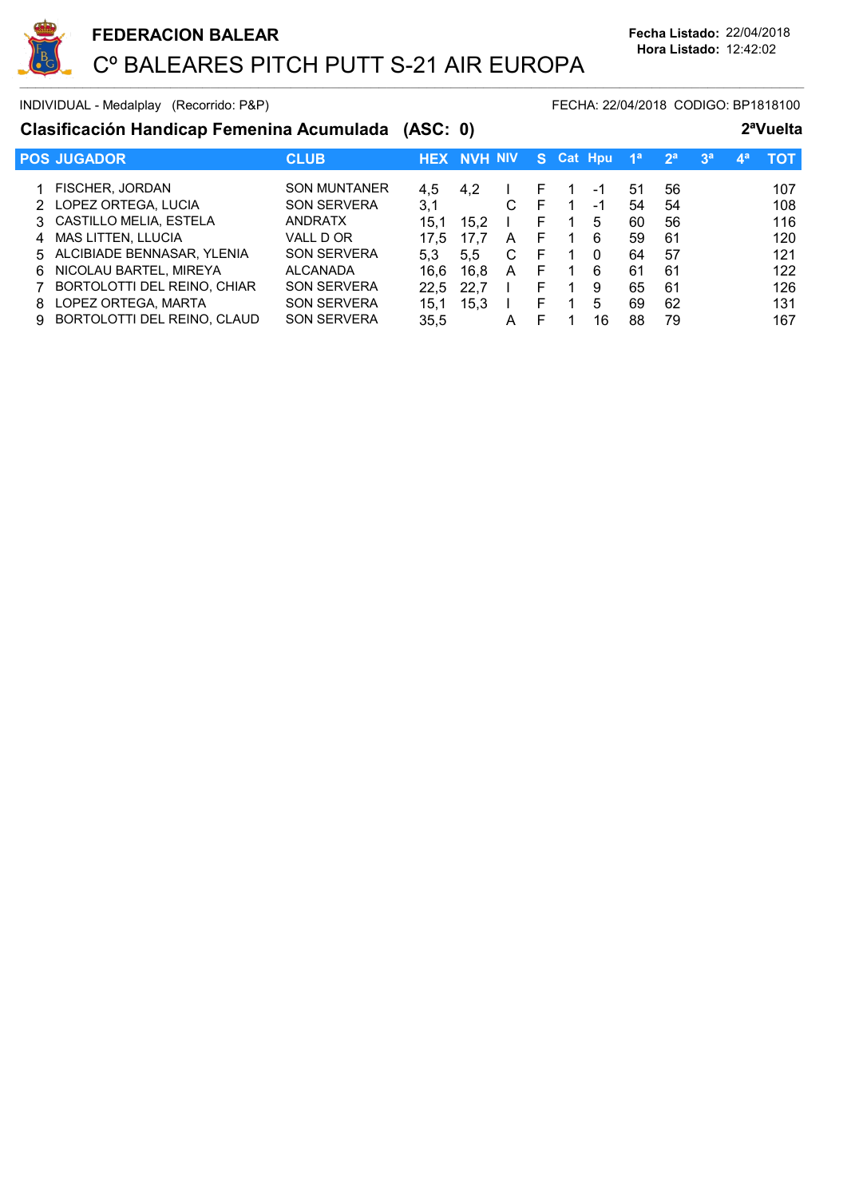# FEDERACION BALEAR

## Cº BALEARES PITCH PUTT S-21 AIR EUROPA

**Fecha Listado:** 22/04/2018
**Hora Listado:** 12:42:02

INDIVIDUAL - Medalplay (Recorrido: P&P) FECHA: 22/04/2018 CODIGO: BP1818100

### Clasificación Handicap Femenina Acumulada (ASC: 0) 2ªVuelta

| POS | JUGADOR | CLUB | HEX | NVH | NIV | S | Cat | Hpu | 1ª | 2ª | 3ª | 4ª | TOT |
|---|---|---|---|---|---|---|---|---|---|---|---|---|---|
| 1 | FISCHER, JORDAN | SON MUNTANER | 4,5 | 4,2 | I | F | 1 | -1 | 51 | 56 | | | 107 |
| 2 | LOPEZ ORTEGA, LUCIA | SON SERVERA | 3,1 | | C | F | 1 | -1 | 54 | 54 | | | 108 |
| 3 | CASTILLO MELIA, ESTELA | ANDRATX | 15,1 | 15,2 | I | F | 1 | 5 | 60 | 56 | | | 116 |
| 4 | MAS LITTEN, LLUCIA | VALL D OR | 17,5 | 17,7 | A | F | 1 | 6 | 59 | 61 | | | 120 |
| 5 | ALCIBIADE BENNASAR, YLENIA | SON SERVERA | 5,3 | 5,5 | C | F | 1 | 0 | 64 | 57 | | | 121 |
| 6 | NICOLAU BARTEL, MIREYA | ALCANADA | 16,6 | 16,8 | A | F | 1 | 6 | 61 | 61 | | | 122 |
| 7 | BORTOLOTTI DEL REINO, CHIAR | SON SERVERA | 22,5 | 22,7 | I | F | 1 | 9 | 65 | 61 | | | 126 |
| 8 | LOPEZ ORTEGA, MARTA | SON SERVERA | 15,1 | 15,3 | I | F | 1 | 5 | 69 | 62 | | | 131 |
| 9 | BORTOLOTTI DEL REINO, CLAUD | SON SERVERA | 35,5 | | A | F | 1 | 16 | 88 | 79 | | | 167 |